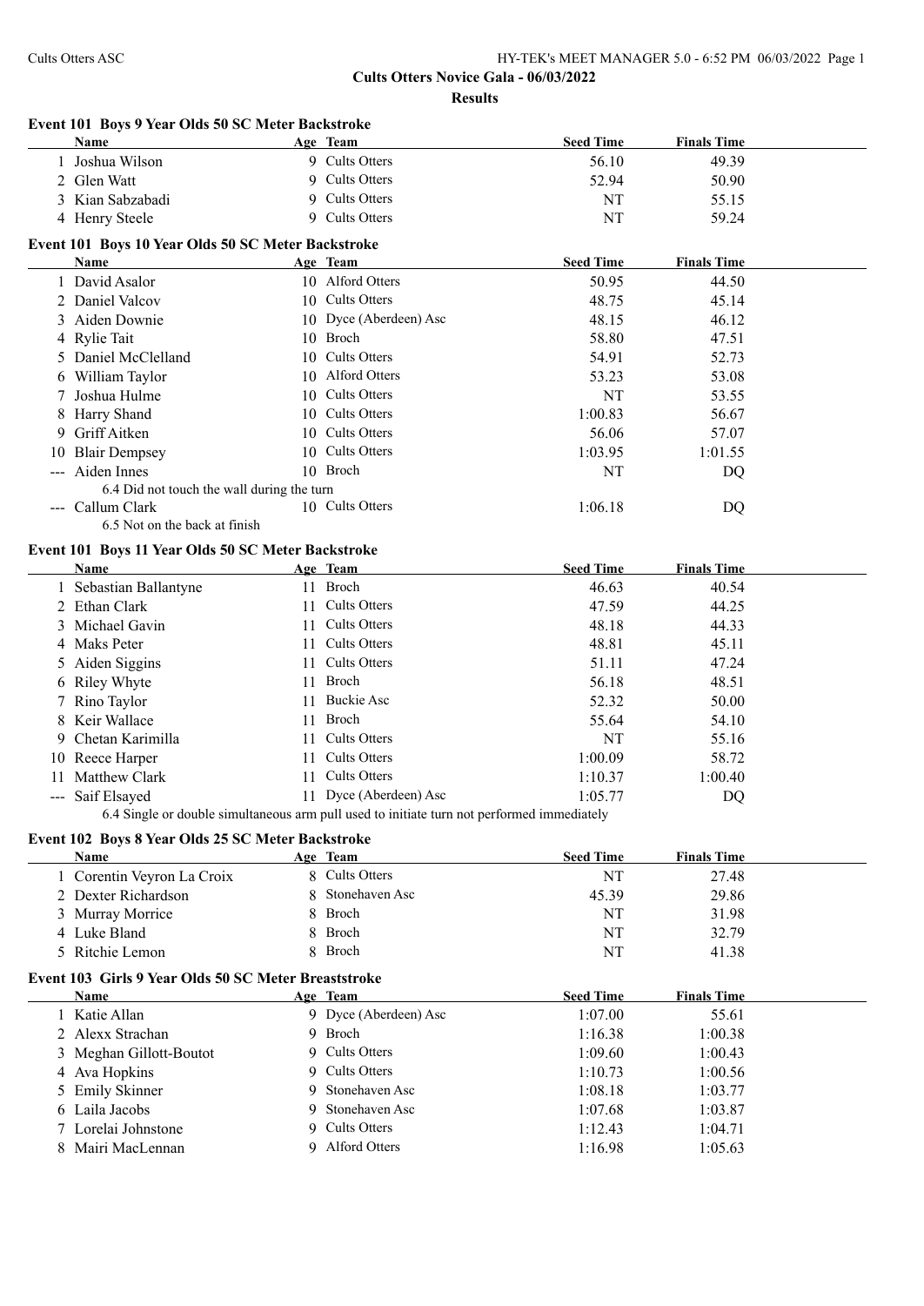## Cults Otters Novice Gala - 06/03/2022

### Results

#### Event 101 Boys 9 Year Olds 50 SC Meter Backstroke

| | Name | Age | Team | Seed Time | Finals Time |
|---|---|---|---|---|---|
| 1 | Joshua Wilson | 9 | Cults Otters | 56.10 | 49.39 |
| 2 | Glen Watt | 9 | Cults Otters | 52.94 | 50.90 |
| 3 | Kian Sabzabadi | 9 | Cults Otters | NT | 55.15 |
| 4 | Henry Steele | 9 | Cults Otters | NT | 59.24 |

#### Event 101 Boys 10 Year Olds 50 SC Meter Backstroke

| | Name | Age | Team | Seed Time | Finals Time |
|---|---|---|---|---|---|
| 1 | David Asalor | 10 | Alford Otters | 50.95 | 44.50 |
| 2 | Daniel Valcov | 10 | Cults Otters | 48.75 | 45.14 |
| 3 | Aiden Downie | 10 | Dyce (Aberdeen) Asc | 48.15 | 46.12 |
| 4 | Rylie Tait | 10 | Broch | 58.80 | 47.51 |
| 5 | Daniel McClelland | 10 | Cults Otters | 54.91 | 52.73 |
| 6 | William Taylor | 10 | Alford Otters | 53.23 | 53.08 |
| 7 | Joshua Hulme | 10 | Cults Otters | NT | 53.55 |
| 8 | Harry Shand | 10 | Cults Otters | 1:00.83 | 56.67 |
| 9 | Griff Aitken | 10 | Cults Otters | 56.06 | 57.07 |
| 10 | Blair Dempsey | 10 | Cults Otters | 1:03.95 | 1:01.55 |
| --- | Aiden Innes | 10 | Broch | NT | DQ |
| | 6.4 Did not touch the wall during the turn | | | | |
| --- | Callum Clark | 10 | Cults Otters | 1:06.18 | DQ |
| | 6.5 Not on the back at finish | | | | |

#### Event 101 Boys 11 Year Olds 50 SC Meter Backstroke

| | Name | Age | Team | Seed Time | Finals Time |
|---|---|---|---|---|---|
| 1 | Sebastian Ballantyne | 11 | Broch | 46.63 | 40.54 |
| 2 | Ethan Clark | 11 | Cults Otters | 47.59 | 44.25 |
| 3 | Michael Gavin | 11 | Cults Otters | 48.18 | 44.33 |
| 4 | Maks Peter | 11 | Cults Otters | 48.81 | 45.11 |
| 5 | Aiden Siggins | 11 | Cults Otters | 51.11 | 47.24 |
| 6 | Riley Whyte | 11 | Broch | 56.18 | 48.51 |
| 7 | Rino Taylor | 11 | Buckie Asc | 52.32 | 50.00 |
| 8 | Keir Wallace | 11 | Broch | 55.64 | 54.10 |
| 9 | Chetan Karimilla | 11 | Cults Otters | NT | 55.16 |
| 10 | Reece Harper | 11 | Cults Otters | 1:00.09 | 58.72 |
| 11 | Matthew Clark | 11 | Cults Otters | 1:10.37 | 1:00.40 |
| --- | Saif Elsayed | 11 | Dyce (Aberdeen) Asc | 1:05.77 | DQ |
| | 6.4 Single or double simultaneous arm pull used to initiate turn not performed immediately | | | | |

#### Event 102 Boys 8 Year Olds 25 SC Meter Backstroke

| | Name | Age | Team | Seed Time | Finals Time |
|---|---|---|---|---|---|
| 1 | Corentin Veyron La Croix | 8 | Cults Otters | NT | 27.48 |
| 2 | Dexter Richardson | 8 | Stonehaven Asc | 45.39 | 29.86 |
| 3 | Murray Morrice | 8 | Broch | NT | 31.98 |
| 4 | Luke Bland | 8 | Broch | NT | 32.79 |
| 5 | Ritchie Lemon | 8 | Broch | NT | 41.38 |

#### Event 103 Girls 9 Year Olds 50 SC Meter Breaststroke

| | Name | Age | Team | Seed Time | Finals Time |
|---|---|---|---|---|---|
| 1 | Katie Allan | 9 | Dyce (Aberdeen) Asc | 1:07.00 | 55.61 |
| 2 | Alexx Strachan | 9 | Broch | 1:16.38 | 1:00.38 |
| 3 | Meghan Gillott-Boutot | 9 | Cults Otters | 1:09.60 | 1:00.43 |
| 4 | Ava Hopkins | 9 | Cults Otters | 1:10.73 | 1:00.56 |
| 5 | Emily Skinner | 9 | Stonehaven Asc | 1:08.18 | 1:03.77 |
| 6 | Laila Jacobs | 9 | Stonehaven Asc | 1:07.68 | 1:03.87 |
| 7 | Lorelai Johnstone | 9 | Cults Otters | 1:12.43 | 1:04.71 |
| 8 | Mairi MacLennan | 9 | Alford Otters | 1:16.98 | 1:05.63 |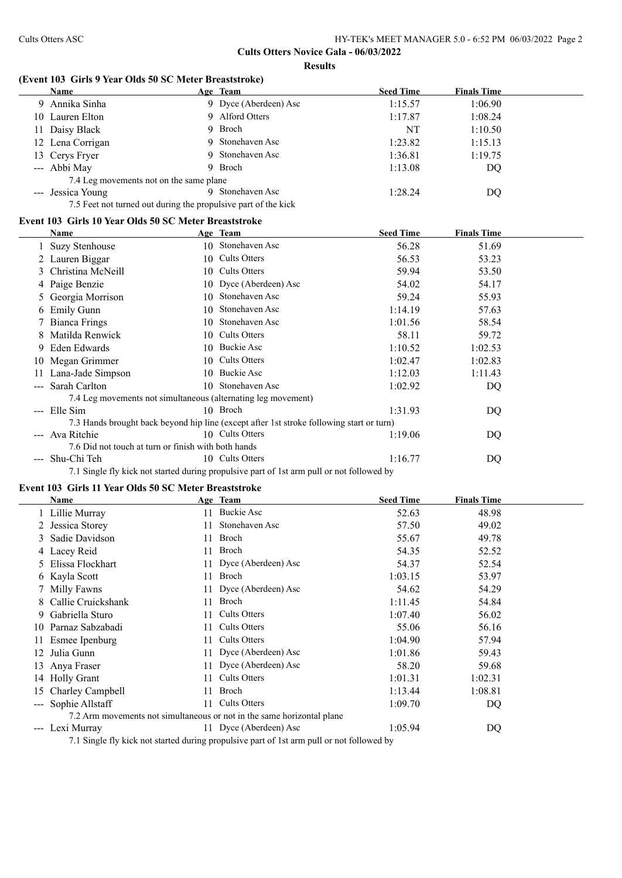**Cults Otters Novice Gala - 06/03/2022**

**Results**

### (Event 103 Girls 9 Year Olds 50 SC Meter Breaststroke)

| | Name | Age | Team | Seed Time | Finals Time |
|---|---|---|---|---|---|
| 9 | Annika Sinha | 9 | Dyce (Aberdeen) Asc | 1:15.57 | 1:06.90 |
| 10 | Lauren Elton | 9 | Alford Otters | 1:17.87 | 1:08.24 |
| 11 | Daisy Black | 9 | Broch | NT | 1:10.50 |
| 12 | Lena Corrigan | 9 | Stonehaven Asc | 1:23.82 | 1:15.13 |
| 13 | Cerys Fryer | 9 | Stonehaven Asc | 1:36.81 | 1:19.75 |
| --- | Abbi May | 9 | Broch | 1:13.08 | DQ |
| | 7.4 Leg movements not on the same plane | | | | |
| --- | Jessica Young | 9 | Stonehaven Asc | 1:28.24 | DQ |
| | 7.5 Feet not turned out during the propulsive part of the kick | | | | |

### Event 103 Girls 10 Year Olds 50 SC Meter Breaststroke

| | Name | Age | Team | Seed Time | Finals Time |
|---|---|---|---|---|---|
| 1 | Suzy Stenhouse | 10 | Stonehaven Asc | 56.28 | 51.69 |
| 2 | Lauren Biggar | 10 | Cults Otters | 56.53 | 53.23 |
| 3 | Christina McNeill | 10 | Cults Otters | 59.94 | 53.50 |
| 4 | Paige Benzie | 10 | Dyce (Aberdeen) Asc | 54.02 | 54.17 |
| 5 | Georgia Morrison | 10 | Stonehaven Asc | 59.24 | 55.93 |
| 6 | Emily Gunn | 10 | Stonehaven Asc | 1:14.19 | 57.63 |
| 7 | Bianca Frings | 10 | Stonehaven Asc | 1:01.56 | 58.54 |
| 8 | Matilda Renwick | 10 | Cults Otters | 58.11 | 59.72 |
| 9 | Eden Edwards | 10 | Buckie Asc | 1:10.52 | 1:02.53 |
| 10 | Megan Grimmer | 10 | Cults Otters | 1:02.47 | 1:02.83 |
| 11 | Lana-Jade Simpson | 10 | Buckie Asc | 1:12.03 | 1:11.43 |
| --- | Sarah Carlton | 10 | Stonehaven Asc | 1:02.92 | DQ |
| | 7.4 Leg movements not simultaneous (alternating leg movement) | | | | |
| --- | Elle Sim | 10 | Broch | 1:31.93 | DQ |
| | 7.3 Hands brought back beyond hip line (except after 1st stroke following start or turn) | | | | |
| --- | Ava Ritchie | 10 | Cults Otters | 1:19.06 | DQ |
| | 7.6 Did not touch at turn or finish with both hands | | | | |
| --- | Shu-Chi Teh | 10 | Cults Otters | 1:16.77 | DQ |
| | 7.1 Single fly kick not started during propulsive part of 1st arm pull or not followed by | | | | |

### Event 103 Girls 11 Year Olds 50 SC Meter Breaststroke

| | Name | Age | Team | Seed Time | Finals Time |
|---|---|---|---|---|---|
| 1 | Lillie Murray | 11 | Buckie Asc | 52.63 | 48.98 |
| 2 | Jessica Storey | 11 | Stonehaven Asc | 57.50 | 49.02 |
| 3 | Sadie Davidson | 11 | Broch | 55.67 | 49.78 |
| 4 | Lacey Reid | 11 | Broch | 54.35 | 52.52 |
| 5 | Elissa Flockhart | 11 | Dyce (Aberdeen) Asc | 54.37 | 52.54 |
| 6 | Kayla Scott | 11 | Broch | 1:03.15 | 53.97 |
| 7 | Milly Fawns | 11 | Dyce (Aberdeen) Asc | 54.62 | 54.29 |
| 8 | Callie Cruickshank | 11 | Broch | 1:11.45 | 54.84 |
| 9 | Gabriella Sturo | 11 | Cults Otters | 1:07.40 | 56.02 |
| 10 | Parnaz Sabzabadi | 11 | Cults Otters | 55.06 | 56.16 |
| 11 | Esmee Ipenburg | 11 | Cults Otters | 1:04.90 | 57.94 |
| 12 | Julia Gunn | 11 | Dyce (Aberdeen) Asc | 1:01.86 | 59.43 |
| 13 | Anya Fraser | 11 | Dyce (Aberdeen) Asc | 58.20 | 59.68 |
| 14 | Holly Grant | 11 | Cults Otters | 1:01.31 | 1:02.31 |
| 15 | Charley Campbell | 11 | Broch | 1:13.44 | 1:08.81 |
| --- | Sophie Allstaff | 11 | Cults Otters | 1:09.70 | DQ |
| | 7.2 Arm movements not simultaneous or not in the same horizontal plane | | | | |
| --- | Lexi Murray | 11 | Dyce (Aberdeen) Asc | 1:05.94 | DQ |
| | 7.1 Single fly kick not started during propulsive part of 1st arm pull or not followed by | | | | |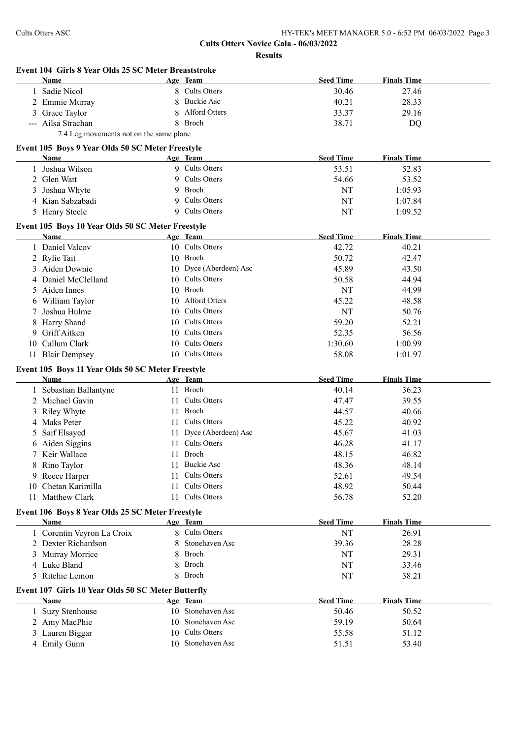## Cults Otters Novice Gala - 06/03/2022

### Results

#### Event 104 Girls 8 Year Olds 25 SC Meter Breaststroke

| | Name | Age | Team | Seed Time | Finals Time |
|---|---|---|---|---|---|
| 1 | Sadie Nicol | 8 | Cults Otters | 30.46 | 27.46 |
| 2 | Emmie Murray | 8 | Buckie Asc | 40.21 | 28.33 |
| 3 | Grace Taylor | 8 | Alford Otters | 33.37 | 29.16 |
| --- | Ailsa Strachan | 8 | Broch | 38.71 | DQ |

7.4 Leg movements not on the same plane

#### Event 105 Boys 9 Year Olds 50 SC Meter Freestyle

| | Name | Age | Team | Seed Time | Finals Time |
|---|---|---|---|---|---|
| 1 | Joshua Wilson | 9 | Cults Otters | 53.51 | 52.83 |
| 2 | Glen Watt | 9 | Cults Otters | 54.66 | 53.52 |
| 3 | Joshua Whyte | 9 | Broch | NT | 1:05.93 |
| 4 | Kian Sabzabadi | 9 | Cults Otters | NT | 1:07.84 |
| 5 | Henry Steele | 9 | Cults Otters | NT | 1:09.52 |

#### Event 105 Boys 10 Year Olds 50 SC Meter Freestyle

| | Name | Age | Team | Seed Time | Finals Time |
|---|---|---|---|---|---|
| 1 | Daniel Valcov | 10 | Cults Otters | 42.72 | 40.21 |
| 2 | Rylie Tait | 10 | Broch | 50.72 | 42.47 |
| 3 | Aiden Downie | 10 | Dyce (Aberdeen) Asc | 45.89 | 43.50 |
| 4 | Daniel McClelland | 10 | Cults Otters | 50.58 | 44.94 |
| 5 | Aiden Innes | 10 | Broch | NT | 44.99 |
| 6 | William Taylor | 10 | Alford Otters | 45.22 | 48.58 |
| 7 | Joshua Hulme | 10 | Cults Otters | NT | 50.76 |
| 8 | Harry Shand | 10 | Cults Otters | 59.20 | 52.21 |
| 9 | Griff Aitken | 10 | Cults Otters | 52.35 | 56.56 |
| 10 | Callum Clark | 10 | Cults Otters | 1:30.60 | 1:00.99 |
| 11 | Blair Dempsey | 10 | Cults Otters | 58.08 | 1:01.97 |

#### Event 105 Boys 11 Year Olds 50 SC Meter Freestyle

| | Name | Age | Team | Seed Time | Finals Time |
|---|---|---|---|---|---|
| 1 | Sebastian Ballantyne | 11 | Broch | 40.14 | 36.23 |
| 2 | Michael Gavin | 11 | Cults Otters | 47.47 | 39.55 |
| 3 | Riley Whyte | 11 | Broch | 44.57 | 40.66 |
| 4 | Maks Peter | 11 | Cults Otters | 45.22 | 40.92 |
| 5 | Saif Elsayed | 11 | Dyce (Aberdeen) Asc | 45.67 | 41.03 |
| 6 | Aiden Siggins | 11 | Cults Otters | 46.28 | 41.17 |
| 7 | Keir Wallace | 11 | Broch | 48.15 | 46.82 |
| 8 | Rino Taylor | 11 | Buckie Asc | 48.36 | 48.14 |
| 9 | Reece Harper | 11 | Cults Otters | 52.61 | 49.54 |
| 10 | Chetan Karimilla | 11 | Cults Otters | 48.92 | 50.44 |
| 11 | Matthew Clark | 11 | Cults Otters | 56.78 | 52.20 |

#### Event 106 Boys 8 Year Olds 25 SC Meter Freestyle

| | Name | Age | Team | Seed Time | Finals Time |
|---|---|---|---|---|---|
| 1 | Corentin Veyron La Croix | 8 | Cults Otters | NT | 26.91 |
| 2 | Dexter Richardson | 8 | Stonehaven Asc | 39.36 | 28.28 |
| 3 | Murray Morrice | 8 | Broch | NT | 29.31 |
| 4 | Luke Bland | 8 | Broch | NT | 33.46 |
| 5 | Ritchie Lemon | 8 | Broch | NT | 38.21 |

#### Event 107 Girls 10 Year Olds 50 SC Meter Butterfly

| | Name | Age | Team | Seed Time | Finals Time |
|---|---|---|---|---|---|
| 1 | Suzy Stenhouse | 10 | Stonehaven Asc | 50.46 | 50.52 |
| 2 | Amy MacPhie | 10 | Stonehaven Asc | 59.19 | 50.64 |
| 3 | Lauren Biggar | 10 | Cults Otters | 55.58 | 51.12 |
| 4 | Emily Gunn | 10 | Stonehaven Asc | 51.51 | 53.40 |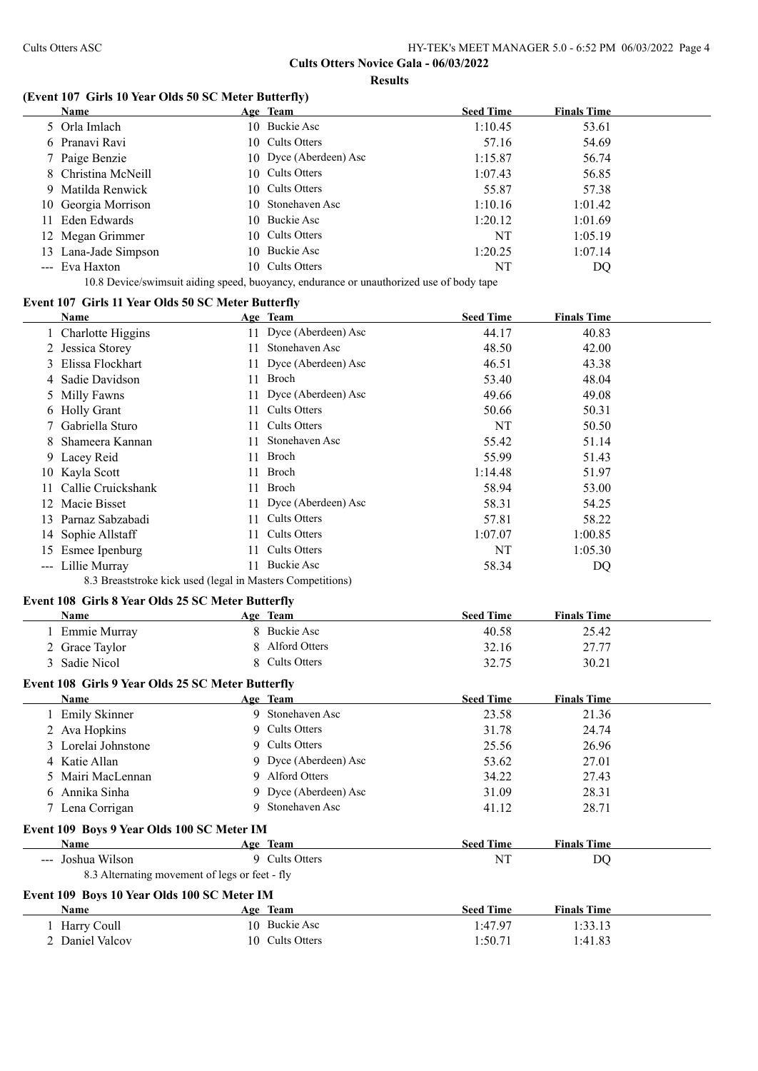**Cults Otters Novice Gala - 06/03/2022**

**Results**

### (Event 107 Girls 10 Year Olds 50 SC Meter Butterfly)

| | Name | Age | Team | Seed Time | Finals Time |
|---|---|---|---|---|---|
| 5 | Orla Imlach | 10 | Buckie Asc | 1:10.45 | 53.61 |
| 6 | Pranavi Ravi | 10 | Cults Otters | 57.16 | 54.69 |
| 7 | Paige Benzie | 10 | Dyce (Aberdeen) Asc | 1:15.87 | 56.74 |
| 8 | Christina McNeill | 10 | Cults Otters | 1:07.43 | 56.85 |
| 9 | Matilda Renwick | 10 | Cults Otters | 55.87 | 57.38 |
| 10 | Georgia Morrison | 10 | Stonehaven Asc | 1:10.16 | 1:01.42 |
| 11 | Eden Edwards | 10 | Buckie Asc | 1:20.12 | 1:01.69 |
| 12 | Megan Grimmer | 10 | Cults Otters | NT | 1:05.19 |
| 13 | Lana-Jade Simpson | 10 | Buckie Asc | 1:20.25 | 1:07.14 |
| --- | Eva Haxton | 10 | Cults Otters | NT | DQ |

10.8 Device/swimsuit aiding speed, buoyancy, endurance or unauthorized use of body tape

### Event 107 Girls 11 Year Olds 50 SC Meter Butterfly

| | Name | Age | Team | Seed Time | Finals Time |
|---|---|---|---|---|---|
| 1 | Charlotte Higgins | 11 | Dyce (Aberdeen) Asc | 44.17 | 40.83 |
| 2 | Jessica Storey | 11 | Stonehaven Asc | 48.50 | 42.00 |
| 3 | Elissa Flockhart | 11 | Dyce (Aberdeen) Asc | 46.51 | 43.38 |
| 4 | Sadie Davidson | 11 | Broch | 53.40 | 48.04 |
| 5 | Milly Fawns | 11 | Dyce (Aberdeen) Asc | 49.66 | 49.08 |
| 6 | Holly Grant | 11 | Cults Otters | 50.66 | 50.31 |
| 7 | Gabriella Sturo | 11 | Cults Otters | NT | 50.50 |
| 8 | Shameera Kannan | 11 | Stonehaven Asc | 55.42 | 51.14 |
| 9 | Lacey Reid | 11 | Broch | 55.99 | 51.43 |
| 10 | Kayla Scott | 11 | Broch | 1:14.48 | 51.97 |
| 11 | Callie Cruickshank | 11 | Broch | 58.94 | 53.00 |
| 12 | Macie Bisset | 11 | Dyce (Aberdeen) Asc | 58.31 | 54.25 |
| 13 | Parnaz Sabzabadi | 11 | Cults Otters | 57.81 | 58.22 |
| 14 | Sophie Allstaff | 11 | Cults Otters | 1:07.07 | 1:00.85 |
| 15 | Esmee Ipenburg | 11 | Cults Otters | NT | 1:05.30 |
| --- | Lillie Murray | 11 | Buckie Asc | 58.34 | DQ |

8.3 Breaststroke kick used (legal in Masters Competitions)

### Event 108 Girls 8 Year Olds 25 SC Meter Butterfly

| | Name | Age | Team | Seed Time | Finals Time |
|---|---|---|---|---|---|
| 1 | Emmie Murray | 8 | Buckie Asc | 40.58 | 25.42 |
| 2 | Grace Taylor | 8 | Alford Otters | 32.16 | 27.77 |
| 3 | Sadie Nicol | 8 | Cults Otters | 32.75 | 30.21 |

### Event 108 Girls 9 Year Olds 25 SC Meter Butterfly

| | Name | Age | Team | Seed Time | Finals Time |
|---|---|---|---|---|---|
| 1 | Emily Skinner | 9 | Stonehaven Asc | 23.58 | 21.36 |
| 2 | Ava Hopkins | 9 | Cults Otters | 31.78 | 24.74 |
| 3 | Lorelai Johnstone | 9 | Cults Otters | 25.56 | 26.96 |
| 4 | Katie Allan | 9 | Dyce (Aberdeen) Asc | 53.62 | 27.01 |
| 5 | Mairi MacLennan | 9 | Alford Otters | 34.22 | 27.43 |
| 6 | Annika Sinha | 9 | Dyce (Aberdeen) Asc | 31.09 | 28.31 |
| 7 | Lena Corrigan | 9 | Stonehaven Asc | 41.12 | 28.71 |

### Event 109 Boys 9 Year Olds 100 SC Meter IM

| | Name | Age | Team | Seed Time | Finals Time |
|---|---|---|---|---|---|
| --- | Joshua Wilson | 9 | Cults Otters | NT | DQ |

8.3 Alternating movement of legs or feet - fly

### Event 109 Boys 10 Year Olds 100 SC Meter IM

| | Name | Age | Team | Seed Time | Finals Time |
|---|---|---|---|---|---|
| 1 | Harry Coull | 10 | Buckie Asc | 1:47.97 | 1:33.13 |
| 2 | Daniel Valcov | 10 | Cults Otters | 1:50.71 | 1:41.83 |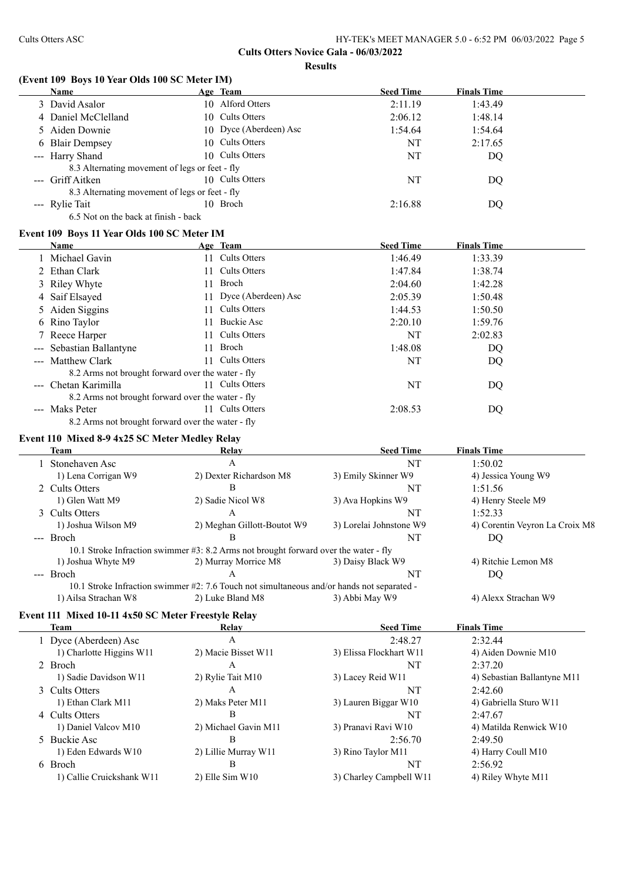**Cults Otters Novice Gala - 06/03/2022**

**Results**

### (Event 109 Boys 10 Year Olds 100 SC Meter IM)

| | Name | Age | Team | Seed Time | Finals Time |
|---|---|---|---|---|---|
| 3 | David Asalor | 10 | Alford Otters | 2:11.19 | 1:43.49 |
| 4 | Daniel McClelland | 10 | Cults Otters | 2:06.12 | 1:48.14 |
| 5 | Aiden Downie | 10 | Dyce (Aberdeen) Asc | 1:54.64 | 1:54.64 |
| 6 | Blair Dempsey | 10 | Cults Otters | NT | 2:17.65 |
| --- | Harry Shand | 10 | Cults Otters | NT | DQ |
| | 8.3 Alternating movement of legs or feet - fly | | | | |
| --- | Griff Aitken | 10 | Cults Otters | NT | DQ |
| | 8.3 Alternating movement of legs or feet - fly | | | | |
| --- | Rylie Tait | 10 | Broch | 2:16.88 | DQ |
| | 6.5 Not on the back at finish - back | | | | |

### Event 109 Boys 11 Year Olds 100 SC Meter IM

| | Name | Age | Team | Seed Time | Finals Time |
|---|---|---|---|---|---|
| 1 | Michael Gavin | 11 | Cults Otters | 1:46.49 | 1:33.39 |
| 2 | Ethan Clark | 11 | Cults Otters | 1:47.84 | 1:38.74 |
| 3 | Riley Whyte | 11 | Broch | 2:04.60 | 1:42.28 |
| 4 | Saif Elsayed | 11 | Dyce (Aberdeen) Asc | 2:05.39 | 1:50.48 |
| 5 | Aiden Siggins | 11 | Cults Otters | 1:44.53 | 1:50.50 |
| 6 | Rino Taylor | 11 | Buckie Asc | 2:20.10 | 1:59.76 |
| 7 | Reece Harper | 11 | Cults Otters | NT | 2:02.83 |
| --- | Sebastian Ballantyne | 11 | Broch | 1:48.08 | DQ |
| --- | Matthew Clark | 11 | Cults Otters | NT | DQ |
| | 8.2 Arms not brought forward over the water - fly | | | | |
| --- | Chetan Karimilla | 11 | Cults Otters | NT | DQ |
| | 8.2 Arms not brought forward over the water - fly | | | | |
| --- | Maks Peter | 11 | Cults Otters | 2:08.53 | DQ |
| | 8.2 Arms not brought forward over the water - fly | | | | |

### Event 110 Mixed 8-9 4x25 SC Meter Medley Relay

| | Team | Relay | Seed Time | Finals Time |
|---|---|---|---|---|
| 1 | Stonehaven Asc | A | NT | 1:50.02 |
| | 1) Lena Corrigan W9 | 2) Dexter Richardson M8 | 3) Emily Skinner W9 | 4) Jessica Young W9 |
| 2 | Cults Otters | B | NT | 1:51.56 |
| | 1) Glen Watt M9 | 2) Sadie Nicol W8 | 3) Ava Hopkins W9 | 4) Henry Steele M9 |
| 3 | Cults Otters | A | NT | 1:52.33 |
| | 1) Joshua Wilson M9 | 2) Meghan Gillott-Boutot W9 | 3) Lorelai Johnstone W9 | 4) Corentin Veyron La Croix M8 |
| --- | Broch | B | NT | DQ |
| | 10.1 Stroke Infraction swimmer #3: 8.2 Arms not brought forward over the water - fly | | | |
| | 1) Joshua Whyte M9 | 2) Murray Morrice M8 | 3) Daisy Black W9 | 4) Ritchie Lemon M8 |
| --- | Broch | A | NT | DQ |
| | 10.1 Stroke Infraction swimmer #2: 7.6 Touch not simultaneous and/or hands not separated - | | | |
| | 1) Ailsa Strachan W8 | 2) Luke Bland M8 | 3) Abbi May W9 | 4) Alexx Strachan W9 |

### Event 111 Mixed 10-11 4x50 SC Meter Freestyle Relay

| | Team | Relay | Seed Time | Finals Time |
|---|---|---|---|---|
| 1 | Dyce (Aberdeen) Asc | A | 2:48.27 | 2:32.44 |
| | 1) Charlotte Higgins W11 | 2) Macie Bisset W11 | 3) Elissa Flockhart W11 | 4) Aiden Downie M10 |
| 2 | Broch | A | NT | 2:37.20 |
| | 1) Sadie Davidson W11 | 2) Rylie Tait M10 | 3) Lacey Reid W11 | 4) Sebastian Ballantyne M11 |
| 3 | Cults Otters | A | NT | 2:42.60 |
| | 1) Ethan Clark M11 | 2) Maks Peter M11 | 3) Lauren Biggar W10 | 4) Gabriella Sturo W11 |
| 4 | Cults Otters | B | NT | 2:47.67 |
| | 1) Daniel Valcov M10 | 2) Michael Gavin M11 | 3) Pranavi Ravi W10 | 4) Matilda Renwick W10 |
| 5 | Buckie Asc | B | 2:56.70 | 2:49.50 |
| | 1) Eden Edwards W10 | 2) Lillie Murray W11 | 3) Rino Taylor M11 | 4) Harry Coull M10 |
| 6 | Broch | B | NT | 2:56.92 |
| | 1) Callie Cruickshank W11 | 2) Elle Sim W10 | 3) Charley Campbell W11 | 4) Riley Whyte M11 |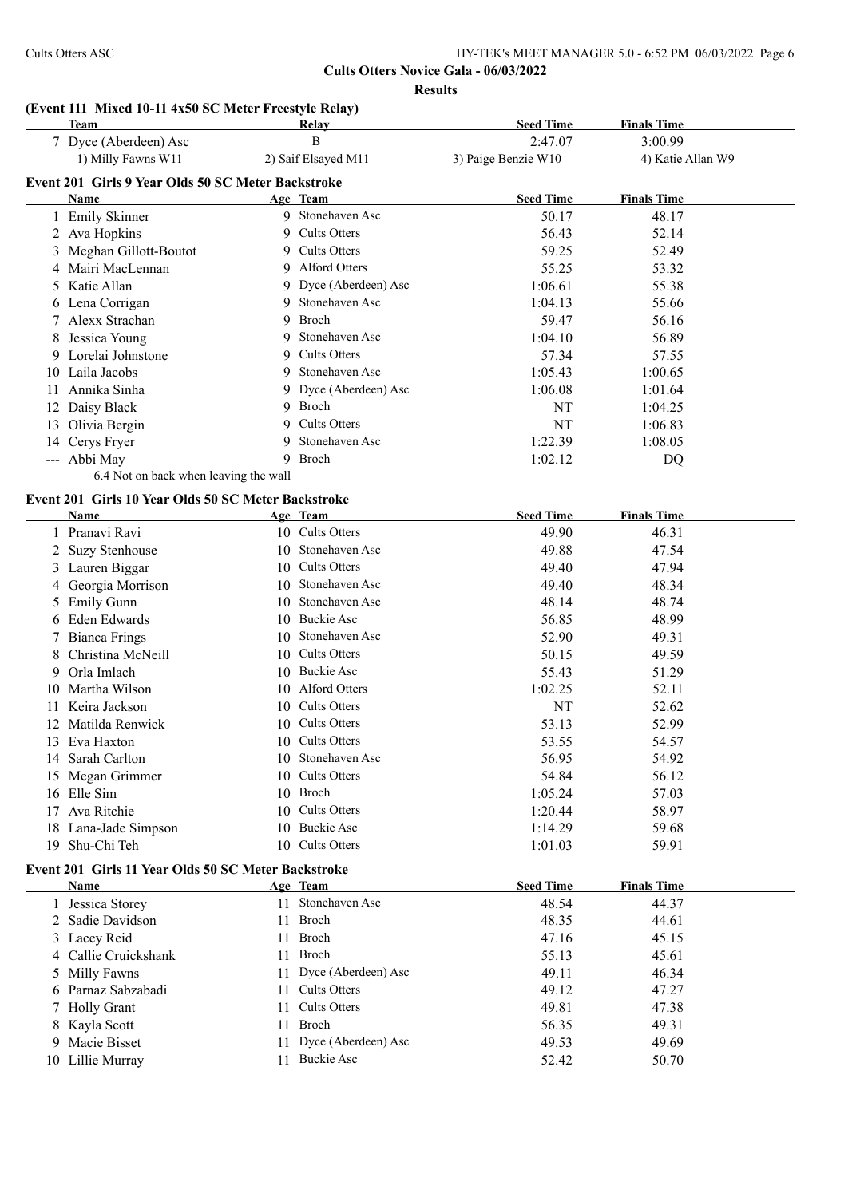**Cults Otters Novice Gala - 06/03/2022**

**Results**

### (Event 111 Mixed 10-11 4x50 SC Meter Freestyle Relay)

| | Team | Relay | Seed Time | Finals Time |
|---|---|---|---|---|
| 7 | Dyce (Aberdeen) Asc | B | 2:47.07 | 3:00.99 |
| | 1) Milly Fawns W11 | 2) Saif Elsayed M11 | 3) Paige Benzie W10 | 4) Katie Allan W9 |

### Event 201 Girls 9 Year Olds 50 SC Meter Backstroke

| | Name | Age | Team | Seed Time | Finals Time |
|---|---|---|---|---|---|
| 1 | Emily Skinner | 9 | Stonehaven Asc | 50.17 | 48.17 |
| 2 | Ava Hopkins | 9 | Cults Otters | 56.43 | 52.14 |
| 3 | Meghan Gillott-Boutot | 9 | Cults Otters | 59.25 | 52.49 |
| 4 | Mairi MacLennan | 9 | Alford Otters | 55.25 | 53.32 |
| 5 | Katie Allan | 9 | Dyce (Aberdeen) Asc | 1:06.61 | 55.38 |
| 6 | Lena Corrigan | 9 | Stonehaven Asc | 1:04.13 | 55.66 |
| 7 | Alexx Strachan | 9 | Broch | 59.47 | 56.16 |
| 8 | Jessica Young | 9 | Stonehaven Asc | 1:04.10 | 56.89 |
| 9 | Lorelai Johnstone | 9 | Cults Otters | 57.34 | 57.55 |
| 10 | Laila Jacobs | 9 | Stonehaven Asc | 1:05.43 | 1:00.65 |
| 11 | Annika Sinha | 9 | Dyce (Aberdeen) Asc | 1:06.08 | 1:01.64 |
| 12 | Daisy Black | 9 | Broch | NT | 1:04.25 |
| 13 | Olivia Bergin | 9 | Cults Otters | NT | 1:06.83 |
| 14 | Cerys Fryer | 9 | Stonehaven Asc | 1:22.39 | 1:08.05 |
| --- | Abbi May | 9 | Broch | 1:02.12 | DQ |
| | 6.4 Not on back when leaving the wall | | | | |

### Event 201 Girls 10 Year Olds 50 SC Meter Backstroke

| | Name | Age | Team | Seed Time | Finals Time |
|---|---|---|---|---|---|
| 1 | Pranavi Ravi | 10 | Cults Otters | 49.90 | 46.31 |
| 2 | Suzy Stenhouse | 10 | Stonehaven Asc | 49.88 | 47.54 |
| 3 | Lauren Biggar | 10 | Cults Otters | 49.40 | 47.94 |
| 4 | Georgia Morrison | 10 | Stonehaven Asc | 49.40 | 48.34 |
| 5 | Emily Gunn | 10 | Stonehaven Asc | 48.14 | 48.74 |
| 6 | Eden Edwards | 10 | Buckie Asc | 56.85 | 48.99 |
| 7 | Bianca Frings | 10 | Stonehaven Asc | 52.90 | 49.31 |
| 8 | Christina McNeill | 10 | Cults Otters | 50.15 | 49.59 |
| 9 | Orla Imlach | 10 | Buckie Asc | 55.43 | 51.29 |
| 10 | Martha Wilson | 10 | Alford Otters | 1:02.25 | 52.11 |
| 11 | Keira Jackson | 10 | Cults Otters | NT | 52.62 |
| 12 | Matilda Renwick | 10 | Cults Otters | 53.13 | 52.99 |
| 13 | Eva Haxton | 10 | Cults Otters | 53.55 | 54.57 |
| 14 | Sarah Carlton | 10 | Stonehaven Asc | 56.95 | 54.92 |
| 15 | Megan Grimmer | 10 | Cults Otters | 54.84 | 56.12 |
| 16 | Elle Sim | 10 | Broch | 1:05.24 | 57.03 |
| 17 | Ava Ritchie | 10 | Cults Otters | 1:20.44 | 58.97 |
| 18 | Lana-Jade Simpson | 10 | Buckie Asc | 1:14.29 | 59.68 |
| 19 | Shu-Chi Teh | 10 | Cults Otters | 1:01.03 | 59.91 |

### Event 201 Girls 11 Year Olds 50 SC Meter Backstroke

| | Name | Age | Team | Seed Time | Finals Time |
|---|---|---|---|---|---|
| 1 | Jessica Storey | 11 | Stonehaven Asc | 48.54 | 44.37 |
| 2 | Sadie Davidson | 11 | Broch | 48.35 | 44.61 |
| 3 | Lacey Reid | 11 | Broch | 47.16 | 45.15 |
| 4 | Callie Cruickshank | 11 | Broch | 55.13 | 45.61 |
| 5 | Milly Fawns | 11 | Dyce (Aberdeen) Asc | 49.11 | 46.34 |
| 6 | Parnaz Sabzabadi | 11 | Cults Otters | 49.12 | 47.27 |
| 7 | Holly Grant | 11 | Cults Otters | 49.81 | 47.38 |
| 8 | Kayla Scott | 11 | Broch | 56.35 | 49.31 |
| 9 | Macie Bisset | 11 | Dyce (Aberdeen) Asc | 49.53 | 49.69 |
| 10 | Lillie Murray | 11 | Buckie Asc | 52.42 | 50.70 |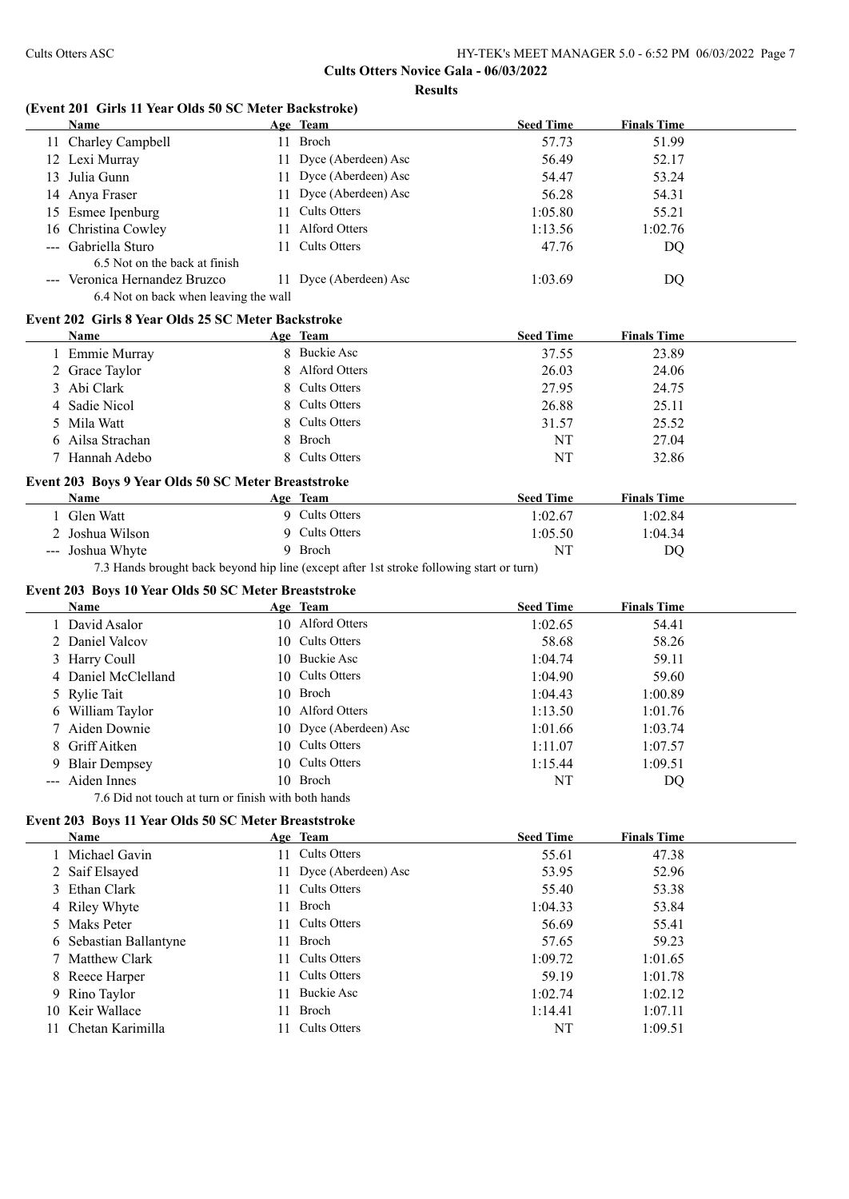## Cults Otters Novice Gala - 06/03/2022

### Results

#### (Event 201 Girls 11 Year Olds 50 SC Meter Backstroke)

| | Name | Age | Team | Seed Time | Finals Time |
|---|---|---|---|---|---|
| 11 | Charley Campbell | 11 | Broch | 57.73 | 51.99 |
| 12 | Lexi Murray | 11 | Dyce (Aberdeen) Asc | 56.49 | 52.17 |
| 13 | Julia Gunn | 11 | Dyce (Aberdeen) Asc | 54.47 | 53.24 |
| 14 | Anya Fraser | 11 | Dyce (Aberdeen) Asc | 56.28 | 54.31 |
| 15 | Esmee Ipenburg | 11 | Cults Otters | 1:05.80 | 55.21 |
| 16 | Christina Cowley | 11 | Alford Otters | 1:13.56 | 1:02.76 |
| --- | Gabriella Sturo | 11 | Cults Otters | 47.76 | DQ |
| | 6.5 Not on the back at finish | | | | |
| --- | Veronica Hernandez Bruzco | 11 | Dyce (Aberdeen) Asc | 1:03.69 | DQ |
| | 6.4 Not on back when leaving the wall | | | | |

#### Event 202 Girls 8 Year Olds 25 SC Meter Backstroke

| | Name | Age | Team | Seed Time | Finals Time |
|---|---|---|---|---|---|
| 1 | Emmie Murray | 8 | Buckie Asc | 37.55 | 23.89 |
| 2 | Grace Taylor | 8 | Alford Otters | 26.03 | 24.06 |
| 3 | Abi Clark | 8 | Cults Otters | 27.95 | 24.75 |
| 4 | Sadie Nicol | 8 | Cults Otters | 26.88 | 25.11 |
| 5 | Mila Watt | 8 | Cults Otters | 31.57 | 25.52 |
| 6 | Ailsa Strachan | 8 | Broch | NT | 27.04 |
| 7 | Hannah Adebo | 8 | Cults Otters | NT | 32.86 |

#### Event 203 Boys 9 Year Olds 50 SC Meter Breaststroke

| | Name | Age | Team | Seed Time | Finals Time |
|---|---|---|---|---|---|
| 1 | Glen Watt | 9 | Cults Otters | 1:02.67 | 1:02.84 |
| 2 | Joshua Wilson | 9 | Cults Otters | 1:05.50 | 1:04.34 |
| --- | Joshua Whyte | 9 | Broch | NT | DQ |
| | 7.3 Hands brought back beyond hip line (except after 1st stroke following start or turn) | | | | |

#### Event 203 Boys 10 Year Olds 50 SC Meter Breaststroke

| | Name | Age | Team | Seed Time | Finals Time |
|---|---|---|---|---|---|
| 1 | David Asalor | 10 | Alford Otters | 1:02.65 | 54.41 |
| 2 | Daniel Valcov | 10 | Cults Otters | 58.68 | 58.26 |
| 3 | Harry Coull | 10 | Buckie Asc | 1:04.74 | 59.11 |
| 4 | Daniel McClelland | 10 | Cults Otters | 1:04.90 | 59.60 |
| 5 | Rylie Tait | 10 | Broch | 1:04.43 | 1:00.89 |
| 6 | William Taylor | 10 | Alford Otters | 1:13.50 | 1:01.76 |
| 7 | Aiden Downie | 10 | Dyce (Aberdeen) Asc | 1:01.66 | 1:03.74 |
| 8 | Griff Aitken | 10 | Cults Otters | 1:11.07 | 1:07.57 |
| 9 | Blair Dempsey | 10 | Cults Otters | 1:15.44 | 1:09.51 |
| --- | Aiden Innes | 10 | Broch | NT | DQ |
| | 7.6 Did not touch at turn or finish with both hands | | | | |

#### Event 203 Boys 11 Year Olds 50 SC Meter Breaststroke

| | Name | Age | Team | Seed Time | Finals Time |
|---|---|---|---|---|---|
| 1 | Michael Gavin | 11 | Cults Otters | 55.61 | 47.38 |
| 2 | Saif Elsayed | 11 | Dyce (Aberdeen) Asc | 53.95 | 52.96 |
| 3 | Ethan Clark | 11 | Cults Otters | 55.40 | 53.38 |
| 4 | Riley Whyte | 11 | Broch | 1:04.33 | 53.84 |
| 5 | Maks Peter | 11 | Cults Otters | 56.69 | 55.41 |
| 6 | Sebastian Ballantyne | 11 | Broch | 57.65 | 59.23 |
| 7 | Matthew Clark | 11 | Cults Otters | 1:09.72 | 1:01.65 |
| 8 | Reece Harper | 11 | Cults Otters | 59.19 | 1:01.78 |
| 9 | Rino Taylor | 11 | Buckie Asc | 1:02.74 | 1:02.12 |
| 10 | Keir Wallace | 11 | Broch | 1:14.41 | 1:07.11 |
| 11 | Chetan Karimilla | 11 | Cults Otters | NT | 1:09.51 |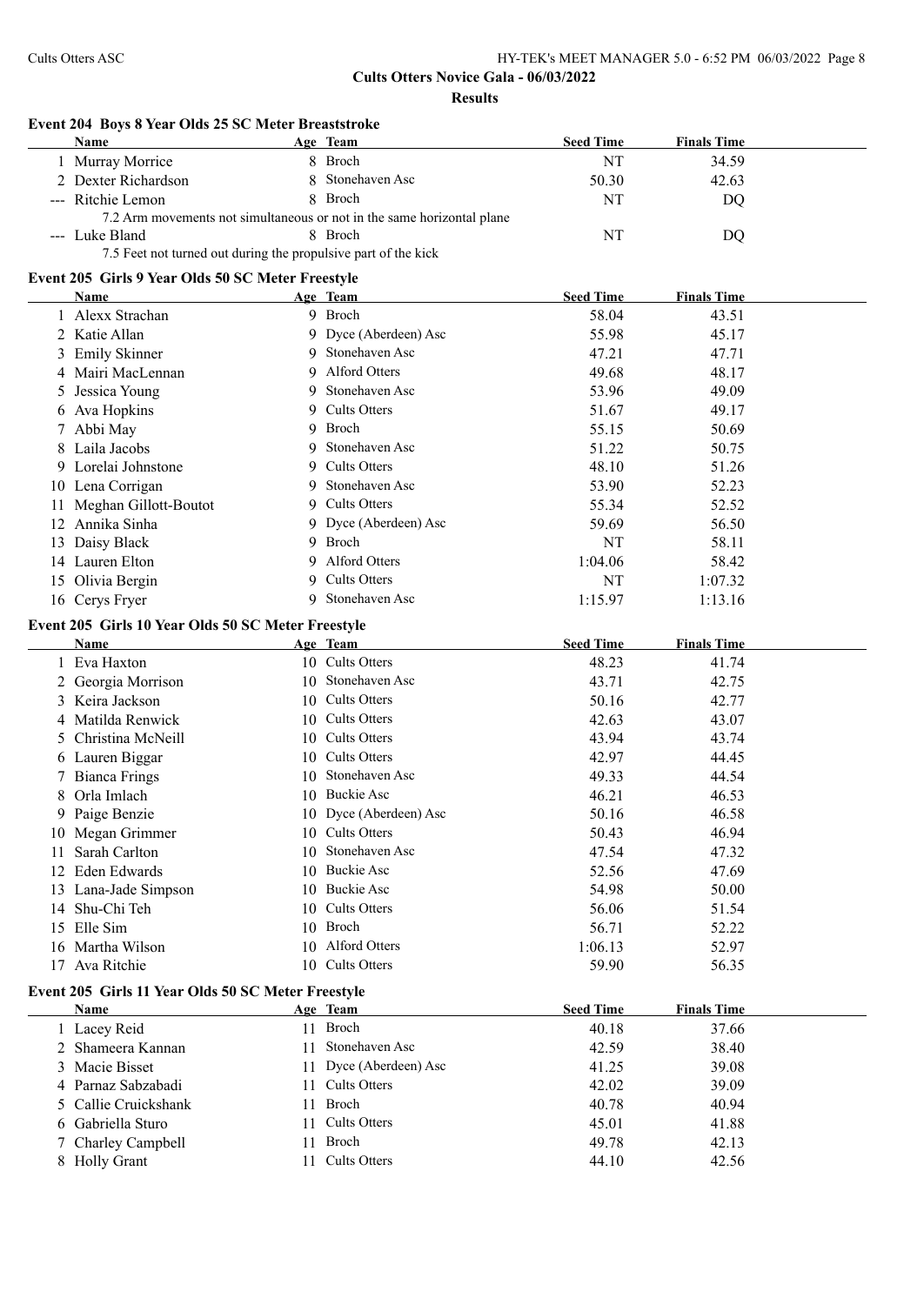**Cults Otters Novice Gala - 06/03/2022**

**Results**

### Event 204 Boys 8 Year Olds 25 SC Meter Breaststroke

| | Name | Age | Team | Seed Time | Finals Time |
|---|---|---|---|---|---|
| 1 | Murray Morrice | 8 | Broch | NT | 34.59 |
| 2 | Dexter Richardson | 8 | Stonehaven Asc | 50.30 | 42.63 |
| --- | Ritchie Lemon | 8 | Broch | NT | DQ |
| | 7.2 Arm movements not simultaneous or not in the same horizontal plane | | | | |
| --- | Luke Bland | 8 | Broch | NT | DQ |
| | 7.5 Feet not turned out during the propulsive part of the kick | | | | |

### Event 205 Girls 9 Year Olds 50 SC Meter Freestyle

| | Name | Age | Team | Seed Time | Finals Time |
|---|---|---|---|---|---|
| 1 | Alexx Strachan | 9 | Broch | 58.04 | 43.51 |
| 2 | Katie Allan | 9 | Dyce (Aberdeen) Asc | 55.98 | 45.17 |
| 3 | Emily Skinner | 9 | Stonehaven Asc | 47.21 | 47.71 |
| 4 | Mairi MacLennan | 9 | Alford Otters | 49.68 | 48.17 |
| 5 | Jessica Young | 9 | Stonehaven Asc | 53.96 | 49.09 |
| 6 | Ava Hopkins | 9 | Cults Otters | 51.67 | 49.17 |
| 7 | Abbi May | 9 | Broch | 55.15 | 50.69 |
| 8 | Laila Jacobs | 9 | Stonehaven Asc | 51.22 | 50.75 |
| 9 | Lorelai Johnstone | 9 | Cults Otters | 48.10 | 51.26 |
| 10 | Lena Corrigan | 9 | Stonehaven Asc | 53.90 | 52.23 |
| 11 | Meghan Gillott-Boutot | 9 | Cults Otters | 55.34 | 52.52 |
| 12 | Annika Sinha | 9 | Dyce (Aberdeen) Asc | 59.69 | 56.50 |
| 13 | Daisy Black | 9 | Broch | NT | 58.11 |
| 14 | Lauren Elton | 9 | Alford Otters | 1:04.06 | 58.42 |
| 15 | Olivia Bergin | 9 | Cults Otters | NT | 1:07.32 |
| 16 | Cerys Fryer | 9 | Stonehaven Asc | 1:15.97 | 1:13.16 |

### Event 205 Girls 10 Year Olds 50 SC Meter Freestyle

| | Name | Age | Team | Seed Time | Finals Time |
|---|---|---|---|---|---|
| 1 | Eva Haxton | 10 | Cults Otters | 48.23 | 41.74 |
| 2 | Georgia Morrison | 10 | Stonehaven Asc | 43.71 | 42.75 |
| 3 | Keira Jackson | 10 | Cults Otters | 50.16 | 42.77 |
| 4 | Matilda Renwick | 10 | Cults Otters | 42.63 | 43.07 |
| 5 | Christina McNeill | 10 | Cults Otters | 43.94 | 43.74 |
| 6 | Lauren Biggar | 10 | Cults Otters | 42.97 | 44.45 |
| 7 | Bianca Frings | 10 | Stonehaven Asc | 49.33 | 44.54 |
| 8 | Orla Imlach | 10 | Buckie Asc | 46.21 | 46.53 |
| 9 | Paige Benzie | 10 | Dyce (Aberdeen) Asc | 50.16 | 46.58 |
| 10 | Megan Grimmer | 10 | Cults Otters | 50.43 | 46.94 |
| 11 | Sarah Carlton | 10 | Stonehaven Asc | 47.54 | 47.32 |
| 12 | Eden Edwards | 10 | Buckie Asc | 52.56 | 47.69 |
| 13 | Lana-Jade Simpson | 10 | Buckie Asc | 54.98 | 50.00 |
| 14 | Shu-Chi Teh | 10 | Cults Otters | 56.06 | 51.54 |
| 15 | Elle Sim | 10 | Broch | 56.71 | 52.22 |
| 16 | Martha Wilson | 10 | Alford Otters | 1:06.13 | 52.97 |
| 17 | Ava Ritchie | 10 | Cults Otters | 59.90 | 56.35 |

### Event 205 Girls 11 Year Olds 50 SC Meter Freestyle

| | Name | Age | Team | Seed Time | Finals Time |
|---|---|---|---|---|---|
| 1 | Lacey Reid | 11 | Broch | 40.18 | 37.66 |
| 2 | Shameera Kannan | 11 | Stonehaven Asc | 42.59 | 38.40 |
| 3 | Macie Bisset | 11 | Dyce (Aberdeen) Asc | 41.25 | 39.08 |
| 4 | Parnaz Sabzabadi | 11 | Cults Otters | 42.02 | 39.09 |
| 5 | Callie Cruickshank | 11 | Broch | 40.78 | 40.94 |
| 6 | Gabriella Sturo | 11 | Cults Otters | 45.01 | 41.88 |
| 7 | Charley Campbell | 11 | Broch | 49.78 | 42.13 |
| 8 | Holly Grant | 11 | Cults Otters | 44.10 | 42.56 |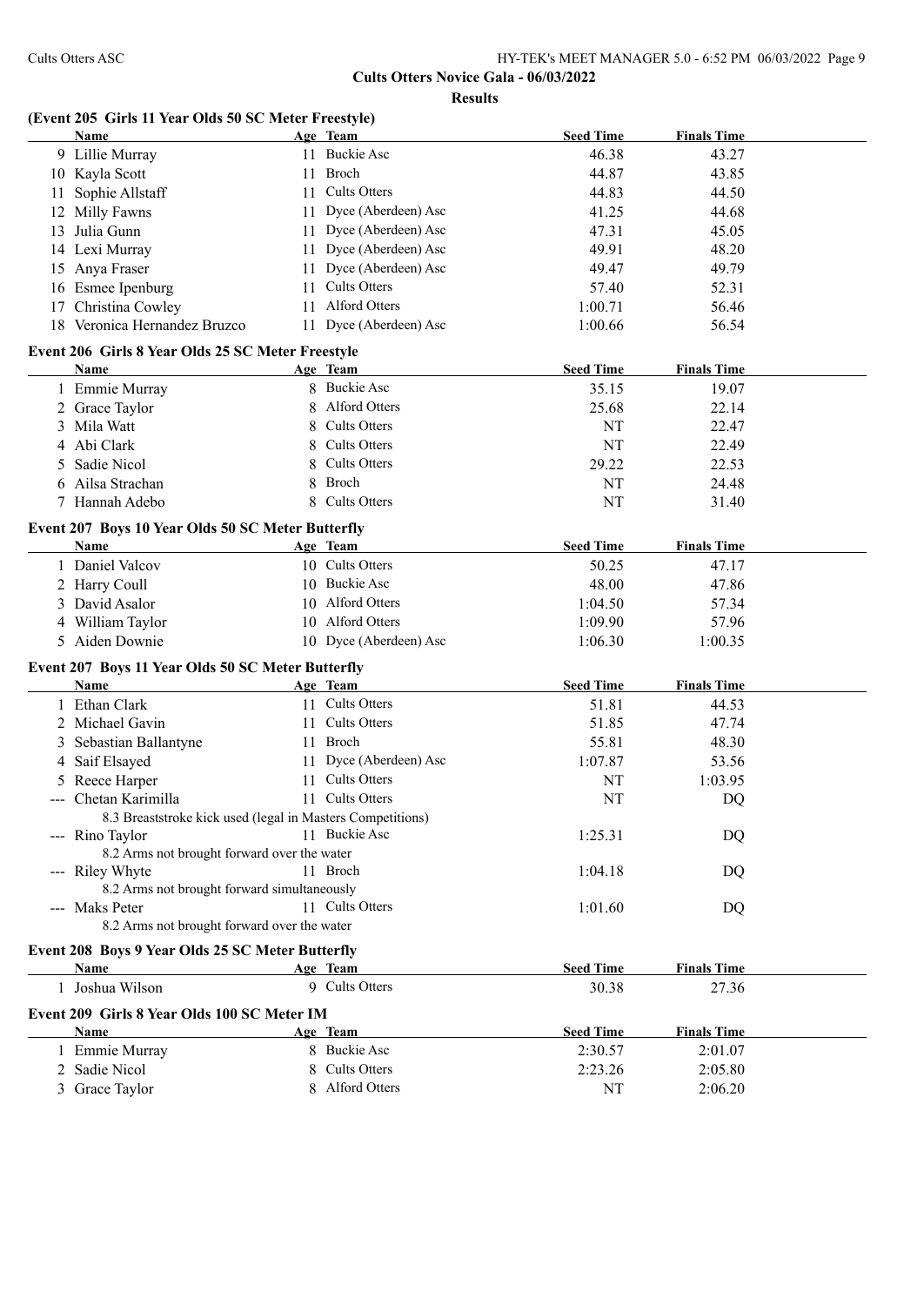**Cults Otters Novice Gala - 06/03/2022**

**Results**

### (Event 205 Girls 11 Year Olds 50 SC Meter Freestyle)

| | Name | Age | Team | Seed Time | Finals Time |
|---|---|---|---|---|---|
| 9 | Lillie Murray | 11 | Buckie Asc | 46.38 | 43.27 |
| 10 | Kayla Scott | 11 | Broch | 44.87 | 43.85 |
| 11 | Sophie Allstaff | 11 | Cults Otters | 44.83 | 44.50 |
| 12 | Milly Fawns | 11 | Dyce (Aberdeen) Asc | 41.25 | 44.68 |
| 13 | Julia Gunn | 11 | Dyce (Aberdeen) Asc | 47.31 | 45.05 |
| 14 | Lexi Murray | 11 | Dyce (Aberdeen) Asc | 49.91 | 48.20 |
| 15 | Anya Fraser | 11 | Dyce (Aberdeen) Asc | 49.47 | 49.79 |
| 16 | Esmee Ipenburg | 11 | Cults Otters | 57.40 | 52.31 |
| 17 | Christina Cowley | 11 | Alford Otters | 1:00.71 | 56.46 |
| 18 | Veronica Hernandez Bruzco | 11 | Dyce (Aberdeen) Asc | 1:00.66 | 56.54 |

### Event 206 Girls 8 Year Olds 25 SC Meter Freestyle

| | Name | Age | Team | Seed Time | Finals Time |
|---|---|---|---|---|---|
| 1 | Emmie Murray | 8 | Buckie Asc | 35.15 | 19.07 |
| 2 | Grace Taylor | 8 | Alford Otters | 25.68 | 22.14 |
| 3 | Mila Watt | 8 | Cults Otters | NT | 22.47 |
| 4 | Abi Clark | 8 | Cults Otters | NT | 22.49 |
| 5 | Sadie Nicol | 8 | Cults Otters | 29.22 | 22.53 |
| 6 | Ailsa Strachan | 8 | Broch | NT | 24.48 |
| 7 | Hannah Adebo | 8 | Cults Otters | NT | 31.40 |

### Event 207 Boys 10 Year Olds 50 SC Meter Butterfly

| | Name | Age | Team | Seed Time | Finals Time |
|---|---|---|---|---|---|
| 1 | Daniel Valcov | 10 | Cults Otters | 50.25 | 47.17 |
| 2 | Harry Coull | 10 | Buckie Asc | 48.00 | 47.86 |
| 3 | David Asalor | 10 | Alford Otters | 1:04.50 | 57.34 |
| 4 | William Taylor | 10 | Alford Otters | 1:09.90 | 57.96 |
| 5 | Aiden Downie | 10 | Dyce (Aberdeen) Asc | 1:06.30 | 1:00.35 |

### Event 207 Boys 11 Year Olds 50 SC Meter Butterfly

| | Name | Age | Team | Seed Time | Finals Time |
|---|---|---|---|---|---|
| 1 | Ethan Clark | 11 | Cults Otters | 51.81 | 44.53 |
| 2 | Michael Gavin | 11 | Cults Otters | 51.85 | 47.74 |
| 3 | Sebastian Ballantyne | 11 | Broch | 55.81 | 48.30 |
| 4 | Saif Elsayed | 11 | Dyce (Aberdeen) Asc | 1:07.87 | 53.56 |
| 5 | Reece Harper | 11 | Cults Otters | NT | 1:03.95 |
| --- | Chetan Karimilla | 11 | Cults Otters | NT | DQ |
| | 8.3 Breaststroke kick used (legal in Masters Competitions) | | | | |
| --- | Rino Taylor | 11 | Buckie Asc | 1:25.31 | DQ |
| | 8.2 Arms not brought forward over the water | | | | |
| --- | Riley Whyte | 11 | Broch | 1:04.18 | DQ |
| | 8.2 Arms not brought forward simultaneously | | | | |
| --- | Maks Peter | 11 | Cults Otters | 1:01.60 | DQ |
| | 8.2 Arms not brought forward over the water | | | | |

### Event 208 Boys 9 Year Olds 25 SC Meter Butterfly

| | Name | Age | Team | Seed Time | Finals Time |
|---|---|---|---|---|---|
| 1 | Joshua Wilson | 9 | Cults Otters | 30.38 | 27.36 |

### Event 209 Girls 8 Year Olds 100 SC Meter IM

| | Name | Age | Team | Seed Time | Finals Time |
|---|---|---|---|---|---|
| 1 | Emmie Murray | 8 | Buckie Asc | 2:30.57 | 2:01.07 |
| 2 | Sadie Nicol | 8 | Cults Otters | 2:23.26 | 2:05.80 |
| 3 | Grace Taylor | 8 | Alford Otters | NT | 2:06.20 |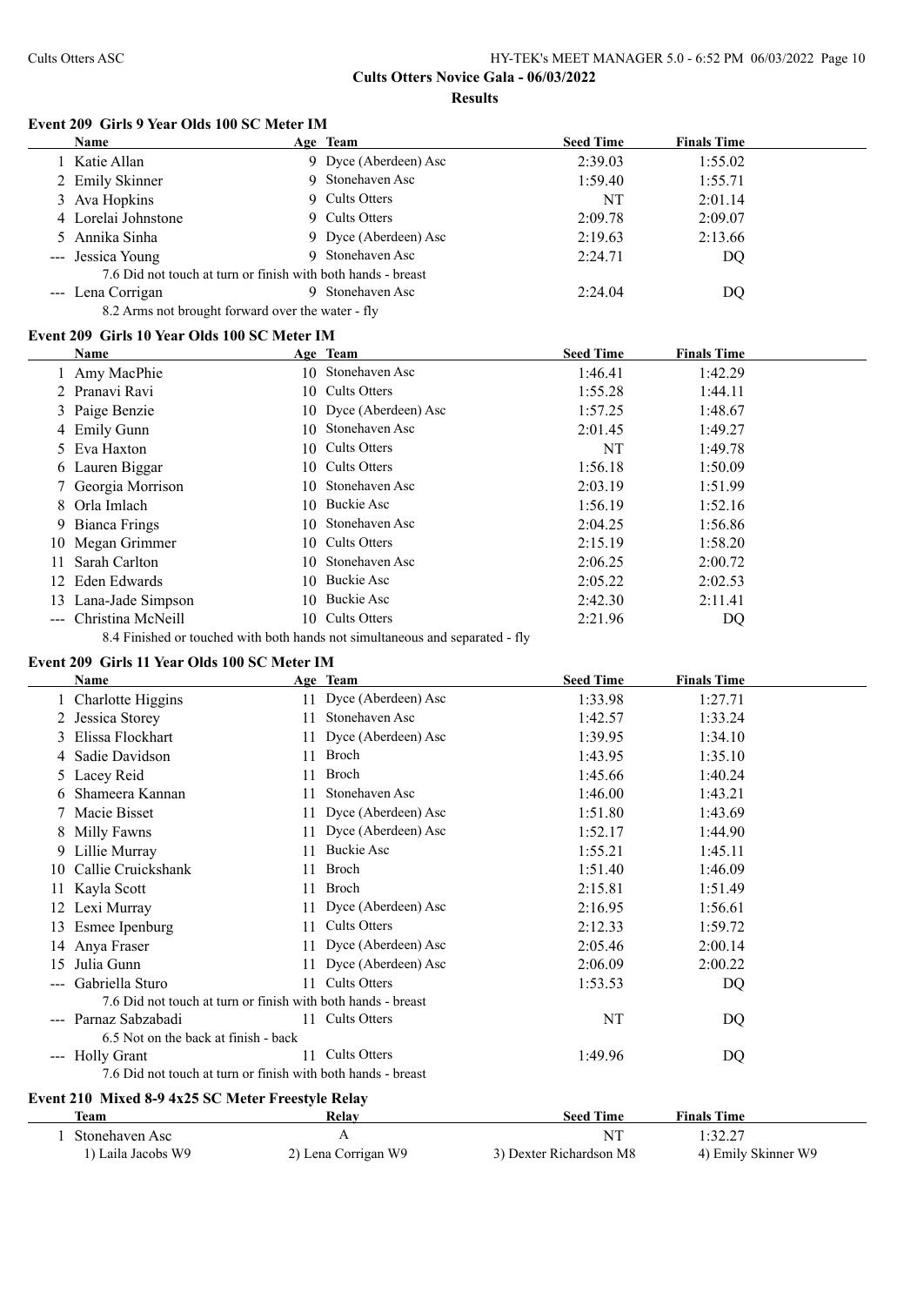### Event 209 Girls 9 Year Olds 100 SC Meter IM

| | Name | Age | Team | Seed Time | Finals Time |
|---|---|---|---|---|---|
| 1 | Katie Allan | 9 | Dyce (Aberdeen) Asc | 2:39.03 | 1:55.02 |
| 2 | Emily Skinner | 9 | Stonehaven Asc | 1:59.40 | 1:55.71 |
| 3 | Ava Hopkins | 9 | Cults Otters | NT | 2:01.14 |
| 4 | Lorelai Johnstone | 9 | Cults Otters | 2:09.78 | 2:09.07 |
| 5 | Annika Sinha | 9 | Dyce (Aberdeen) Asc | 2:19.63 | 2:13.66 |
| --- | Jessica Young | 9 | Stonehaven Asc | 2:24.71 | DQ |
| | 7.6 Did not touch at turn or finish with both hands - breast | | | | |
| --- | Lena Corrigan | 9 | Stonehaven Asc | 2:24.04 | DQ |
| | 8.2 Arms not brought forward over the water - fly | | | | |

### Event 209 Girls 10 Year Olds 100 SC Meter IM

| | Name | Age | Team | Seed Time | Finals Time |
|---|---|---|---|---|---|
| 1 | Amy MacPhie | 10 | Stonehaven Asc | 1:46.41 | 1:42.29 |
| 2 | Pranavi Ravi | 10 | Cults Otters | 1:55.28 | 1:44.11 |
| 3 | Paige Benzie | 10 | Dyce (Aberdeen) Asc | 1:57.25 | 1:48.67 |
| 4 | Emily Gunn | 10 | Stonehaven Asc | 2:01.45 | 1:49.27 |
| 5 | Eva Haxton | 10 | Cults Otters | NT | 1:49.78 |
| 6 | Lauren Biggar | 10 | Cults Otters | 1:56.18 | 1:50.09 |
| 7 | Georgia Morrison | 10 | Stonehaven Asc | 2:03.19 | 1:51.99 |
| 8 | Orla Imlach | 10 | Buckie Asc | 1:56.19 | 1:52.16 |
| 9 | Bianca Frings | 10 | Stonehaven Asc | 2:04.25 | 1:56.86 |
| 10 | Megan Grimmer | 10 | Cults Otters | 2:15.19 | 1:58.20 |
| 11 | Sarah Carlton | 10 | Stonehaven Asc | 2:06.25 | 2:00.72 |
| 12 | Eden Edwards | 10 | Buckie Asc | 2:05.22 | 2:02.53 |
| 13 | Lana-Jade Simpson | 10 | Buckie Asc | 2:42.30 | 2:11.41 |
| --- | Christina McNeill | 10 | Cults Otters | 2:21.96 | DQ |
| | 8.4 Finished or touched with both hands not simultaneous and separated - fly | | | | |

### Event 209 Girls 11 Year Olds 100 SC Meter IM

| | Name | Age | Team | Seed Time | Finals Time |
|---|---|---|---|---|---|
| 1 | Charlotte Higgins | 11 | Dyce (Aberdeen) Asc | 1:33.98 | 1:27.71 |
| 2 | Jessica Storey | 11 | Stonehaven Asc | 1:42.57 | 1:33.24 |
| 3 | Elissa Flockhart | 11 | Dyce (Aberdeen) Asc | 1:39.95 | 1:34.10 |
| 4 | Sadie Davidson | 11 | Broch | 1:43.95 | 1:35.10 |
| 5 | Lacey Reid | 11 | Broch | 1:45.66 | 1:40.24 |
| 6 | Shameera Kannan | 11 | Stonehaven Asc | 1:46.00 | 1:43.21 |
| 7 | Macie Bisset | 11 | Dyce (Aberdeen) Asc | 1:51.80 | 1:43.69 |
| 8 | Milly Fawns | 11 | Dyce (Aberdeen) Asc | 1:52.17 | 1:44.90 |
| 9 | Lillie Murray | 11 | Buckie Asc | 1:55.21 | 1:45.11 |
| 10 | Callie Cruickshank | 11 | Broch | 1:51.40 | 1:46.09 |
| 11 | Kayla Scott | 11 | Broch | 2:15.81 | 1:51.49 |
| 12 | Lexi Murray | 11 | Dyce (Aberdeen) Asc | 2:16.95 | 1:56.61 |
| 13 | Esmee Ipenburg | 11 | Cults Otters | 2:12.33 | 1:59.72 |
| 14 | Anya Fraser | 11 | Dyce (Aberdeen) Asc | 2:05.46 | 2:00.14 |
| 15 | Julia Gunn | 11 | Dyce (Aberdeen) Asc | 2:06.09 | 2:00.22 |
| --- | Gabriella Sturo | 11 | Cults Otters | 1:53.53 | DQ |
| | 7.6 Did not touch at turn or finish with both hands - breast | | | | |
| --- | Parnaz Sabzabadi | 11 | Cults Otters | NT | DQ |
| | 6.5 Not on the back at finish - back | | | | |
| --- | Holly Grant | 11 | Cults Otters | 1:49.96 | DQ |
| | 7.6 Did not touch at turn or finish with both hands - breast | | | | |

### Event 210 Mixed 8-9 4x25 SC Meter Freestyle Relay

| | Team | Relay | Seed Time | Finals Time |
|---|---|---|---|---|
| 1 | Stonehaven Asc | A | NT | 1:32.27 |
| | 1) Laila Jacobs W9 | 2) Lena Corrigan W9 | 3) Dexter Richardson M8 | 4) Emily Skinner W9 |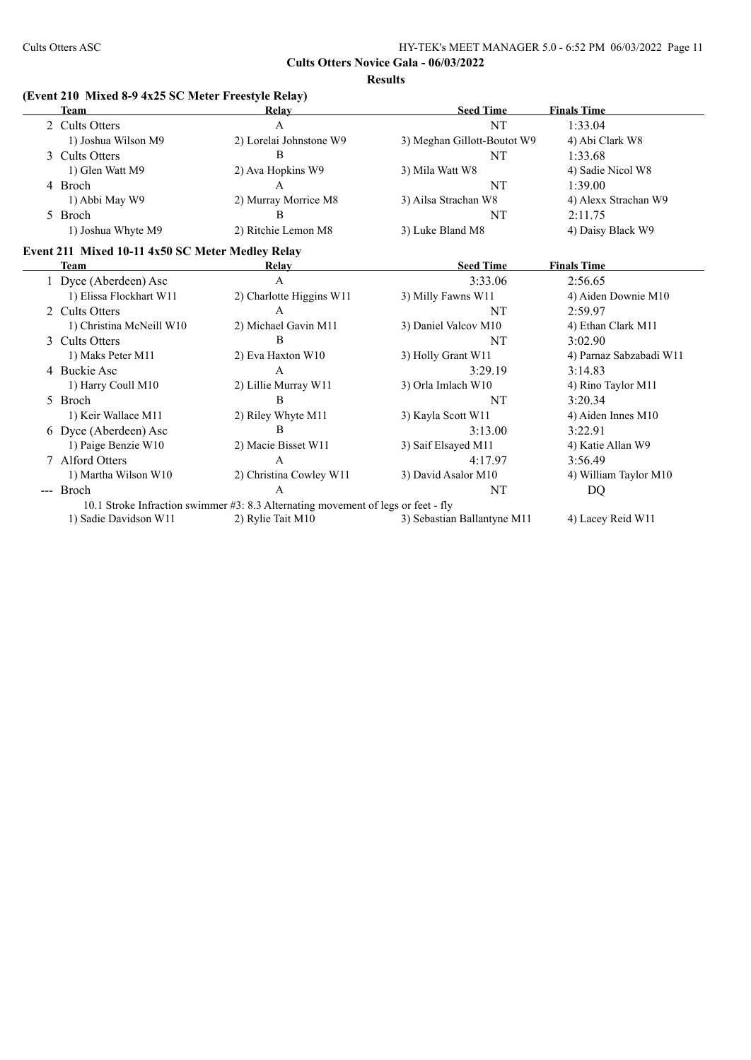**Cults Otters Novice Gala - 06/03/2022**

**Results**

### (Event 210 Mixed 8-9 4x25 SC Meter Freestyle Relay)

| | Team | Relay | Seed Time | Finals Time |
|---|---|---|---|---|
| 2 | Cults Otters | A | NT | 1:33.04 |
| | 1) Joshua Wilson M9 | 2) Lorelai Johnstone W9 | 3) Meghan Gillott-Boutot W9 | 4) Abi Clark W8 |
| 3 | Cults Otters | B | NT | 1:33.68 |
| | 1) Glen Watt M9 | 2) Ava Hopkins W9 | 3) Mila Watt W8 | 4) Sadie Nicol W8 |
| 4 | Broch | A | NT | 1:39.00 |
| | 1) Abbi May W9 | 2) Murray Morrice M8 | 3) Ailsa Strachan W8 | 4) Alexx Strachan W9 |
| 5 | Broch | B | NT | 2:11.75 |
| | 1) Joshua Whyte M9 | 2) Ritchie Lemon M8 | 3) Luke Bland M8 | 4) Daisy Black W9 |

### Event 211 Mixed 10-11 4x50 SC Meter Medley Relay

| | Team | Relay | Seed Time | Finals Time |
|---|---|---|---|---|
| 1 | Dyce (Aberdeen) Asc | A | 3:33.06 | 2:56.65 |
| | 1) Elissa Flockhart W11 | 2) Charlotte Higgins W11 | 3) Milly Fawns W11 | 4) Aiden Downie M10 |
| 2 | Cults Otters | A | NT | 2:59.97 |
| | 1) Christina McNeill W10 | 2) Michael Gavin M11 | 3) Daniel Valcov M10 | 4) Ethan Clark M11 |
| 3 | Cults Otters | B | NT | 3:02.90 |
| | 1) Maks Peter M11 | 2) Eva Haxton W10 | 3) Holly Grant W11 | 4) Parnaz Sabzabadi W11 |
| 4 | Buckie Asc | A | 3:29.19 | 3:14.83 |
| | 1) Harry Coull M10 | 2) Lillie Murray W11 | 3) Orla Imlach W10 | 4) Rino Taylor M11 |
| 5 | Broch | B | NT | 3:20.34 |
| | 1) Keir Wallace M11 | 2) Riley Whyte M11 | 3) Kayla Scott W11 | 4) Aiden Innes M10 |
| 6 | Dyce (Aberdeen) Asc | B | 3:13.00 | 3:22.91 |
| | 1) Paige Benzie W10 | 2) Macie Bisset W11 | 3) Saif Elsayed M11 | 4) Katie Allan W9 |
| 7 | Alford Otters | A | 4:17.97 | 3:56.49 |
| | 1) Martha Wilson W10 | 2) Christina Cowley W11 | 3) David Asalor M10 | 4) William Taylor M10 |
| --- | Broch | A | NT | DQ |
| | 10.1 Stroke Infraction swimmer #3: 8.3 Alternating movement of legs or feet - fly | | | |
| | 1) Sadie Davidson W11 | 2) Rylie Tait M10 | 3) Sebastian Ballantyne M11 | 4) Lacey Reid W11 |